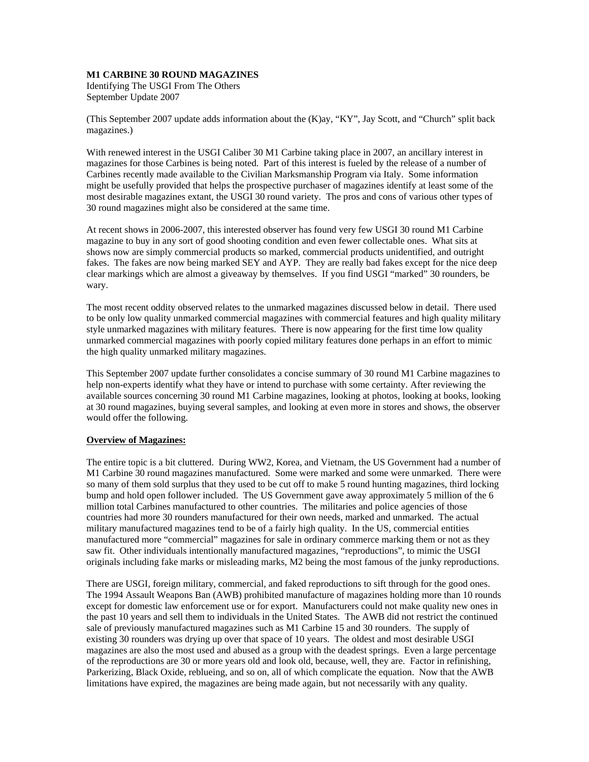**M1 CARBINE 30 ROUND MAGAZINES**
Identifying The USGI From The Others
September Update 2007

(This September 2007 update adds information about the (K)ay, "KY", Jay Scott, and "Church" split back magazines.)

With renewed interest in the USGI Caliber 30 M1 Carbine taking place in 2007, an ancillary interest in magazines for those Carbines is being noted. Part of this interest is fueled by the release of a number of Carbines recently made available to the Civilian Marksmanship Program via Italy. Some information might be usefully provided that helps the prospective purchaser of magazines identify at least some of the most desirable magazines extant, the USGI 30 round variety. The pros and cons of various other types of 30 round magazines might also be considered at the same time.

At recent shows in 2006-2007, this interested observer has found very few USGI 30 round M1 Carbine magazine to buy in any sort of good shooting condition and even fewer collectable ones. What sits at shows now are simply commercial products so marked, commercial products unidentified, and outright fakes. The fakes are now being marked SEY and AYP. They are really bad fakes except for the nice deep clear markings which are almost a giveaway by themselves. If you find USGI "marked" 30 rounders, be wary.

The most recent oddity observed relates to the unmarked magazines discussed below in detail. There used to be only low quality unmarked commercial magazines with commercial features and high quality military style unmarked magazines with military features. There is now appearing for the first time low quality unmarked commercial magazines with poorly copied military features done perhaps in an effort to mimic the high quality unmarked military magazines.

This September 2007 update further consolidates a concise summary of 30 round M1 Carbine magazines to help non-experts identify what they have or intend to purchase with some certainty. After reviewing the available sources concerning 30 round M1 Carbine magazines, looking at photos, looking at books, looking at 30 round magazines, buying several samples, and looking at even more in stores and shows, the observer would offer the following.

**Overview of Magazines:**

The entire topic is a bit cluttered. During WW2, Korea, and Vietnam, the US Government had a number of M1 Carbine 30 round magazines manufactured. Some were marked and some were unmarked. There were so many of them sold surplus that they used to be cut off to make 5 round hunting magazines, third locking bump and hold open follower included. The US Government gave away approximately 5 million of the 6 million total Carbines manufactured to other countries. The militaries and police agencies of those countries had more 30 rounders manufactured for their own needs, marked and unmarked. The actual military manufactured magazines tend to be of a fairly high quality. In the US, commercial entities manufactured more "commercial" magazines for sale in ordinary commerce marking them or not as they saw fit. Other individuals intentionally manufactured magazines, "reproductions", to mimic the USGI originals including fake marks or misleading marks, M2 being the most famous of the junky reproductions.

There are USGI, foreign military, commercial, and faked reproductions to sift through for the good ones. The 1994 Assault Weapons Ban (AWB) prohibited manufacture of magazines holding more than 10 rounds except for domestic law enforcement use or for export. Manufacturers could not make quality new ones in the past 10 years and sell them to individuals in the United States. The AWB did not restrict the continued sale of previously manufactured magazines such as M1 Carbine 15 and 30 rounders. The supply of existing 30 rounders was drying up over that space of 10 years. The oldest and most desirable USGI magazines are also the most used and abused as a group with the deadest springs. Even a large percentage of the reproductions are 30 or more years old and look old, because, well, they are. Factor in refinishing, Parkerizing, Black Oxide, reblueing, and so on, all of which complicate the equation. Now that the AWB limitations have expired, the magazines are being made again, but not necessarily with any quality.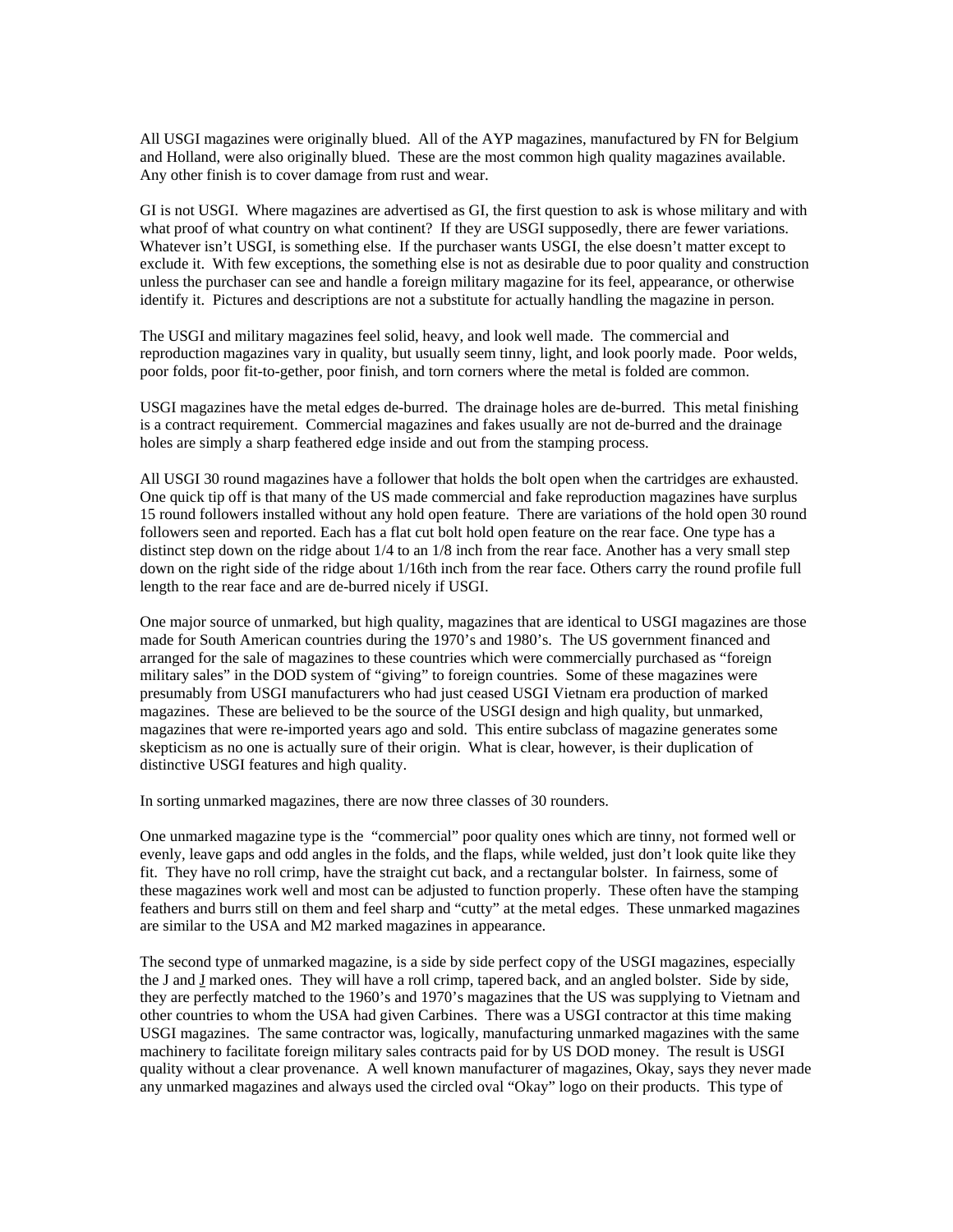All USGI magazines were originally blued. All of the AYP magazines, manufactured by FN for Belgium and Holland, were also originally blued. These are the most common high quality magazines available. Any other finish is to cover damage from rust and wear.

GI is not USGI. Where magazines are advertised as GI, the first question to ask is whose military and with what proof of what country on what continent? If they are USGI supposedly, there are fewer variations. Whatever isn't USGI, is something else. If the purchaser wants USGI, the else doesn't matter except to exclude it. With few exceptions, the something else is not as desirable due to poor quality and construction unless the purchaser can see and handle a foreign military magazine for its feel, appearance, or otherwise identify it. Pictures and descriptions are not a substitute for actually handling the magazine in person.

The USGI and military magazines feel solid, heavy, and look well made. The commercial and reproduction magazines vary in quality, but usually seem tinny, light, and look poorly made. Poor welds, poor folds, poor fit-to-gether, poor finish, and torn corners where the metal is folded are common.

USGI magazines have the metal edges de-burred. The drainage holes are de-burred. This metal finishing is a contract requirement. Commercial magazines and fakes usually are not de-burred and the drainage holes are simply a sharp feathered edge inside and out from the stamping process.

All USGI 30 round magazines have a follower that holds the bolt open when the cartridges are exhausted. One quick tip off is that many of the US made commercial and fake reproduction magazines have surplus 15 round followers installed without any hold open feature. There are variations of the hold open 30 round followers seen and reported. Each has a flat cut bolt hold open feature on the rear face. One type has a distinct step down on the ridge about 1/4 to an 1/8 inch from the rear face. Another has a very small step down on the right side of the ridge about 1/16th inch from the rear face. Others carry the round profile full length to the rear face and are de-burred nicely if USGI.

One major source of unmarked, but high quality, magazines that are identical to USGI magazines are those made for South American countries during the 1970's and 1980's. The US government financed and arranged for the sale of magazines to these countries which were commercially purchased as "foreign military sales" in the DOD system of "giving" to foreign countries. Some of these magazines were presumably from USGI manufacturers who had just ceased USGI Vietnam era production of marked magazines. These are believed to be the source of the USGI design and high quality, but unmarked, magazines that were re-imported years ago and sold. This entire subclass of magazine generates some skepticism as no one is actually sure of their origin. What is clear, however, is their duplication of distinctive USGI features and high quality.

In sorting unmarked magazines, there are now three classes of 30 rounders.

One unmarked magazine type is the "commercial" poor quality ones which are tinny, not formed well or evenly, leave gaps and odd angles in the folds, and the flaps, while welded, just don't look quite like they fit. They have no roll crimp, have the straight cut back, and a rectangular bolster. In fairness, some of these magazines work well and most can be adjusted to function properly. These often have the stamping feathers and burrs still on them and feel sharp and "cutty" at the metal edges. These unmarked magazines are similar to the USA and M2 marked magazines in appearance.

The second type of unmarked magazine, is a side by side perfect copy of the USGI magazines, especially the J and <u>J</u> marked ones. They will have a roll crimp, tapered back, and an angled bolster. Side by side, they are perfectly matched to the 1960's and 1970's magazines that the US was supplying to Vietnam and other countries to whom the USA had given Carbines. There was a USGI contractor at this time making USGI magazines. The same contractor was, logically, manufacturing unmarked magazines with the same machinery to facilitate foreign military sales contracts paid for by US DOD money. The result is USGI quality without a clear provenance. A well known manufacturer of magazines, Okay, says they never made any unmarked magazines and always used the circled oval "Okay" logo on their products. This type of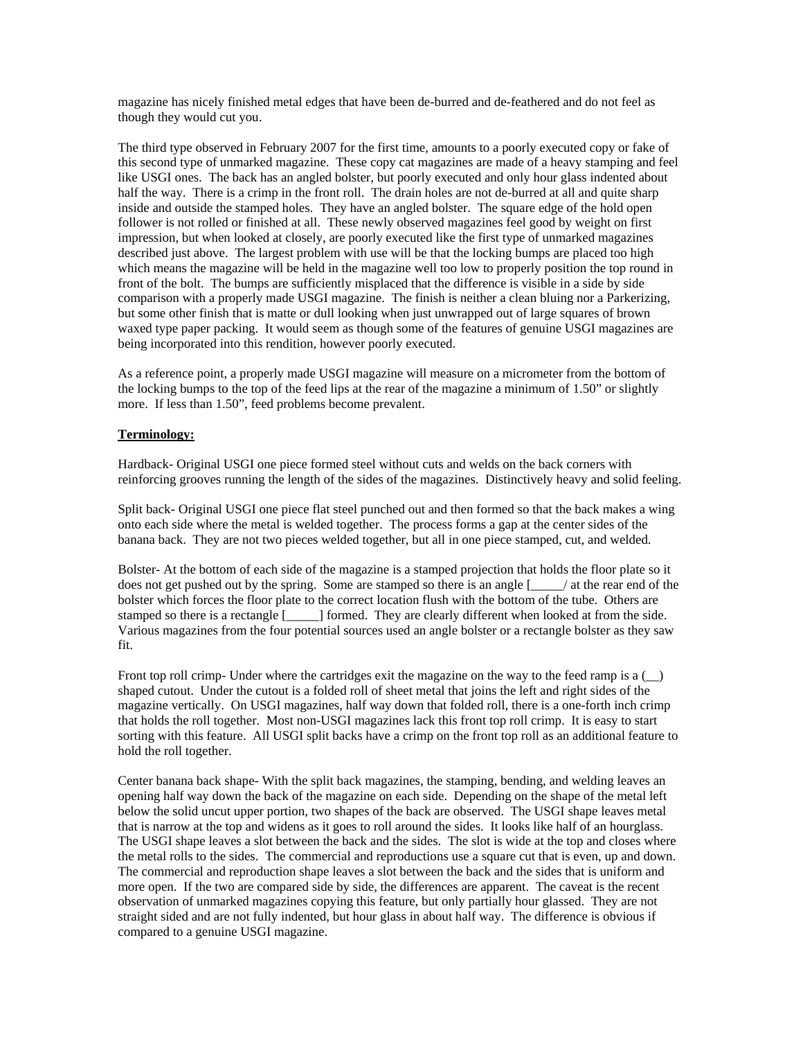magazine has nicely finished metal edges that have been de-burred and de-feathered and do not feel as though they would cut you.

The third type observed in February 2007 for the first time, amounts to a poorly executed copy or fake of this second type of unmarked magazine. These copy cat magazines are made of a heavy stamping and feel like USGI ones. The back has an angled bolster, but poorly executed and only hour glass indented about half the way. There is a crimp in the front roll. The drain holes are not de-burred at all and quite sharp inside and outside the stamped holes. They have an angled bolster. The square edge of the hold open follower is not rolled or finished at all. These newly observed magazines feel good by weight on first impression, but when looked at closely, are poorly executed like the first type of unmarked magazines described just above. The largest problem with use will be that the locking bumps are placed too high which means the magazine will be held in the magazine well too low to properly position the top round in front of the bolt. The bumps are sufficiently misplaced that the difference is visible in a side by side comparison with a properly made USGI magazine. The finish is neither a clean bluing nor a Parkerizing, but some other finish that is matte or dull looking when just unwrapped out of large squares of brown waxed type paper packing. It would seem as though some of the features of genuine USGI magazines are being incorporated into this rendition, however poorly executed.

As a reference point, a properly made USGI magazine will measure on a micrometer from the bottom of the locking bumps to the top of the feed lips at the rear of the magazine a minimum of 1.50" or slightly more. If less than 1.50", feed problems become prevalent.

**Terminology:**

Hardback- Original USGI one piece formed steel without cuts and welds on the back corners with reinforcing grooves running the length of the sides of the magazines. Distinctively heavy and solid feeling.

Split back- Original USGI one piece flat steel punched out and then formed so that the back makes a wing onto each side where the metal is welded together. The process forms a gap at the center sides of the banana back. They are not two pieces welded together, but all in one piece stamped, cut, and welded.

Bolster- At the bottom of each side of the magazine is a stamped projection that holds the floor plate so it does not get pushed out by the spring. Some are stamped so there is an angle [_____/ at the rear end of the bolster which forces the floor plate to the correct location flush with the bottom of the tube. Others are stamped so there is a rectangle [_____] formed. They are clearly different when looked at from the side. Various magazines from the four potential sources used an angle bolster or a rectangle bolster as they saw fit.

Front top roll crimp- Under where the cartridges exit the magazine on the way to the feed ramp is a (__) shaped cutout. Under the cutout is a folded roll of sheet metal that joins the left and right sides of the magazine vertically. On USGI magazines, half way down that folded roll, there is a one-forth inch crimp that holds the roll together. Most non-USGI magazines lack this front top roll crimp. It is easy to start sorting with this feature. All USGI split backs have a crimp on the front top roll as an additional feature to hold the roll together.

Center banana back shape- With the split back magazines, the stamping, bending, and welding leaves an opening half way down the back of the magazine on each side. Depending on the shape of the metal left below the solid uncut upper portion, two shapes of the back are observed. The USGI shape leaves metal that is narrow at the top and widens as it goes to roll around the sides. It looks like half of an hourglass. The USGI shape leaves a slot between the back and the sides. The slot is wide at the top and closes where the metal rolls to the sides. The commercial and reproductions use a square cut that is even, up and down. The commercial and reproduction shape leaves a slot between the back and the sides that is uniform and more open. If the two are compared side by side, the differences are apparent. The caveat is the recent observation of unmarked magazines copying this feature, but only partially hour glassed. They are not straight sided and are not fully indented, but hour glass in about half way. The difference is obvious if compared to a genuine USGI magazine.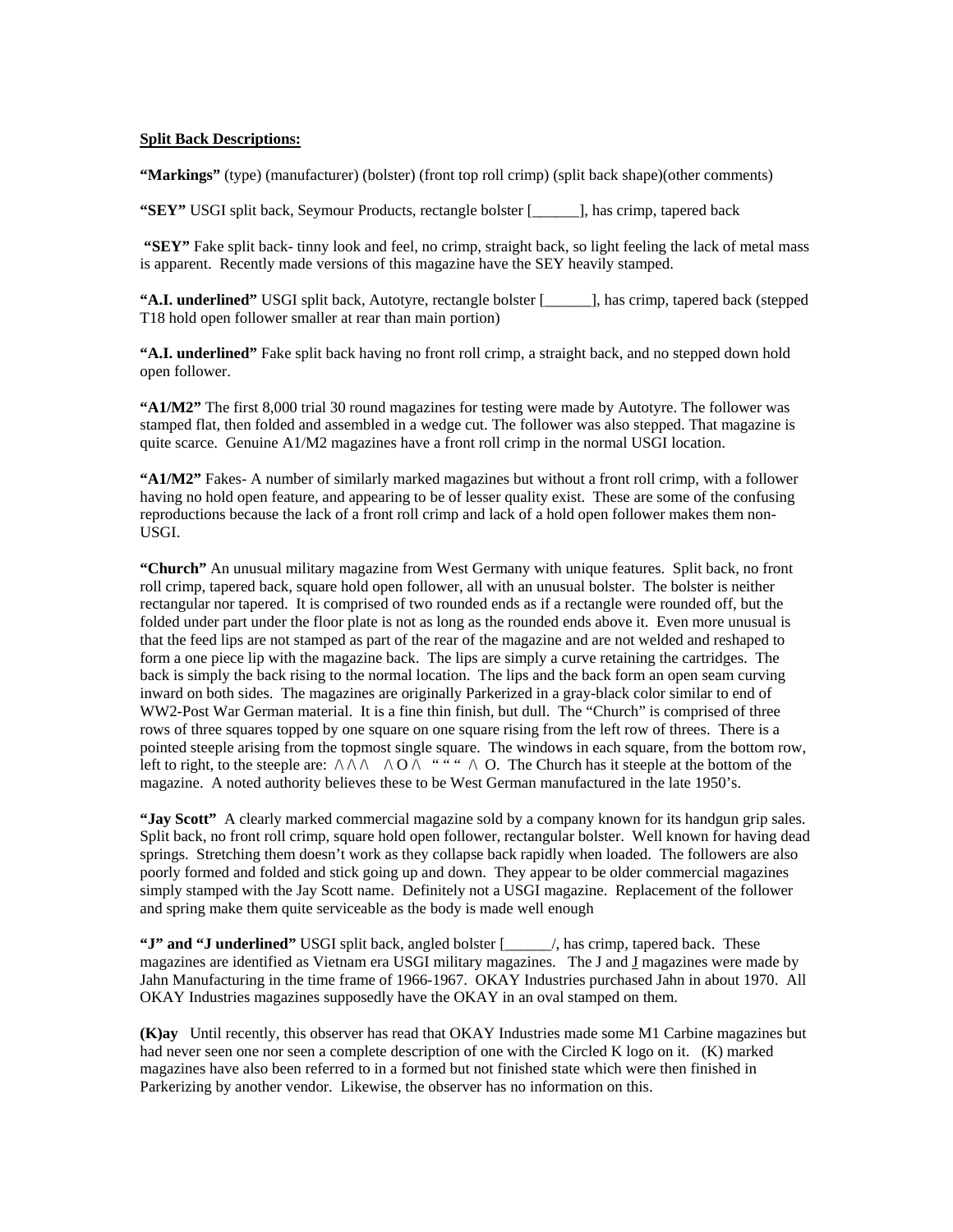**Split Back Descriptions:**

**"Markings"** (type) (manufacturer) (bolster) (front top roll crimp) (split back shape)(other comments)

**"SEY"** USGI split back, Seymour Products, rectangle bolster [______], has crimp, tapered back

**"SEY"** Fake split back- tinny look and feel, no crimp, straight back, so light feeling the lack of metal mass is apparent. Recently made versions of this magazine have the SEY heavily stamped.

**"A.I. underlined"** USGI split back, Autotyre, rectangle bolster [______], has crimp, tapered back (stepped T18 hold open follower smaller at rear than main portion)

**"A.I. underlined"** Fake split back having no front roll crimp, a straight back, and no stepped down hold open follower.

**"A1/M2"** The first 8,000 trial 30 round magazines for testing were made by Autotyre. The follower was stamped flat, then folded and assembled in a wedge cut. The follower was also stepped. That magazine is quite scarce. Genuine A1/M2 magazines have a front roll crimp in the normal USGI location.

**"A1/M2"** Fakes- A number of similarly marked magazines but without a front roll crimp, with a follower having no hold open feature, and appearing to be of lesser quality exist. These are some of the confusing reproductions because the lack of a front roll crimp and lack of a hold open follower makes them non-USGI.

**"Church"** An unusual military magazine from West Germany with unique features. Split back, no front roll crimp, tapered back, square hold open follower, all with an unusual bolster. The bolster is neither rectangular nor tapered. It is comprised of two rounded ends as if a rectangle were rounded off, but the folded under part under the floor plate is not as long as the rounded ends above it. Even more unusual is that the feed lips are not stamped as part of the rear of the magazine and are not welded and reshaped to form a one piece lip with the magazine back. The lips are simply a curve retaining the cartridges. The back is simply the back rising to the normal location. The lips and the back form an open seam curving inward on both sides. The magazines are originally Parkerized in a gray-black color similar to end of WW2-Post War German material. It is a fine thin finish, but dull. The "Church" is comprised of three rows of three squares topped by one square on one square rising from the left row of threes. There is a pointed steeple arising from the topmost single square. The windows in each square, from the bottom row, left to right, to the steeple are: /\ /\ /\ /\ O /\ " " " /\ O. The Church has it steeple at the bottom of the magazine. A noted authority believes these to be West German manufactured in the late 1950's.

**"Jay Scott"** A clearly marked commercial magazine sold by a company known for its handgun grip sales. Split back, no front roll crimp, square hold open follower, rectangular bolster. Well known for having dead springs. Stretching them doesn't work as they collapse back rapidly when loaded. The followers are also poorly formed and folded and stick going up and down. They appear to be older commercial magazines simply stamped with the Jay Scott name. Definitely not a USGI magazine. Replacement of the follower and spring make them quite serviceable as the body is made well enough

**"J" and "J underlined"** USGI split back, angled bolster [______/, has crimp, tapered back. These magazines are identified as Vietnam era USGI military magazines. The J and <u>J</u> magazines were made by Jahn Manufacturing in the time frame of 1966-1967. OKAY Industries purchased Jahn in about 1970. All OKAY Industries magazines supposedly have the OKAY in an oval stamped on them.

**(K)ay** Until recently, this observer has read that OKAY Industries made some M1 Carbine magazines but had never seen one nor seen a complete description of one with the Circled K logo on it. (K) marked magazines have also been referred to in a formed but not finished state which were then finished in Parkerizing by another vendor. Likewise, the observer has no information on this.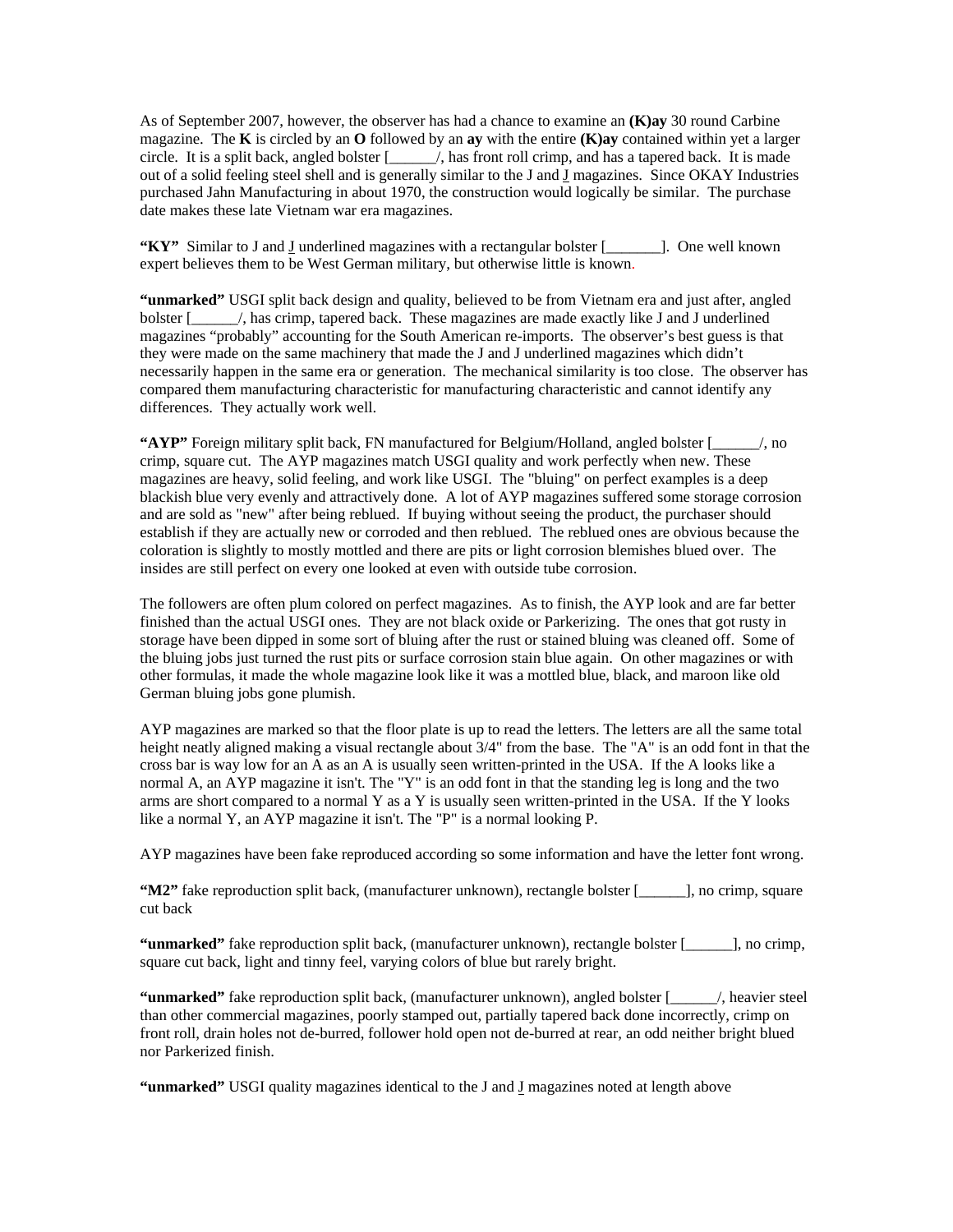As of September 2007, however, the observer has had a chance to examine an **(K)ay** 30 round Carbine magazine. The **K** is circled by an **O** followed by an **ay** with the entire **(K)ay** contained within yet a larger circle. It is a split back, angled bolster [______/, has front roll crimp, and has a tapered back. It is made out of a solid feeling steel shell and is generally similar to the J and J magazines. Since OKAY Industries purchased Jahn Manufacturing in about 1970, the construction would logically be similar. The purchase date makes these late Vietnam war era magazines.

**"KY"** Similar to J and J underlined magazines with a rectangular bolster [_______]. One well known expert believes them to be West German military, but otherwise little is known.

**"unmarked"** USGI split back design and quality, believed to be from Vietnam era and just after, angled bolster [______/, has crimp, tapered back. These magazines are made exactly like J and J underlined magazines "probably" accounting for the South American re-imports. The observer's best guess is that they were made on the same machinery that made the J and J underlined magazines which didn't necessarily happen in the same era or generation. The mechanical similarity is too close. The observer has compared them manufacturing characteristic for manufacturing characteristic and cannot identify any differences. They actually work well.

**"AYP"** Foreign military split back, FN manufactured for Belgium/Holland, angled bolster [______/, no crimp, square cut. The AYP magazines match USGI quality and work perfectly when new. These magazines are heavy, solid feeling, and work like USGI. The "bluing" on perfect examples is a deep blackish blue very evenly and attractively done. A lot of AYP magazines suffered some storage corrosion and are sold as "new" after being reblued. If buying without seeing the product, the purchaser should establish if they are actually new or corroded and then reblued. The reblued ones are obvious because the coloration is slightly to mostly mottled and there are pits or light corrosion blemishes blued over. The insides are still perfect on every one looked at even with outside tube corrosion.

The followers are often plum colored on perfect magazines. As to finish, the AYP look and are far better finished than the actual USGI ones. They are not black oxide or Parkerizing. The ones that got rusty in storage have been dipped in some sort of bluing after the rust or stained bluing was cleaned off. Some of the bluing jobs just turned the rust pits or surface corrosion stain blue again. On other magazines or with other formulas, it made the whole magazine look like it was a mottled blue, black, and maroon like old German bluing jobs gone plumish.

AYP magazines are marked so that the floor plate is up to read the letters. The letters are all the same total height neatly aligned making a visual rectangle about 3/4" from the base. The "A" is an odd font in that the cross bar is way low for an A as an A is usually seen written-printed in the USA. If the A looks like a normal A, an AYP magazine it isn't. The "Y" is an odd font in that the standing leg is long and the two arms are short compared to a normal Y as a Y is usually seen written-printed in the USA. If the Y looks like a normal Y, an AYP magazine it isn't. The "P" is a normal looking P.

AYP magazines have been fake reproduced according so some information and have the letter font wrong.

**"M2"** fake reproduction split back, (manufacturer unknown), rectangle bolster [______], no crimp, square cut back

**"unmarked"** fake reproduction split back, (manufacturer unknown), rectangle bolster [______], no crimp, square cut back, light and tinny feel, varying colors of blue but rarely bright.

**"unmarked"** fake reproduction split back, (manufacturer unknown), angled bolster [______/, heavier steel than other commercial magazines, poorly stamped out, partially tapered back done incorrectly, crimp on front roll, drain holes not de-burred, follower hold open not de-burred at rear, an odd neither bright blued nor Parkerized finish.

**"unmarked"** USGI quality magazines identical to the J and J magazines noted at length above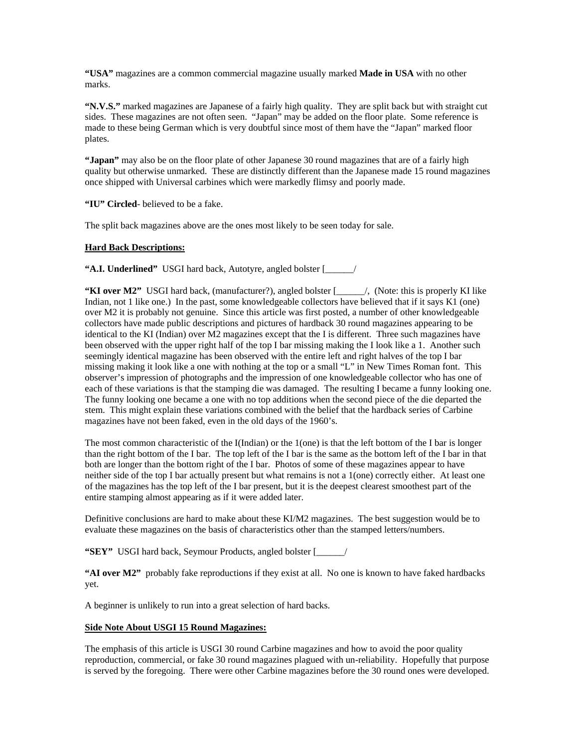**"USA"** magazines are a common commercial magazine usually marked **Made in USA** with no other marks.

**"N.V.S."** marked magazines are Japanese of a fairly high quality. They are split back but with straight cut sides. These magazines are not often seen. "Japan" may be added on the floor plate. Some reference is made to these being German which is very doubtful since most of them have the "Japan" marked floor plates.

**"Japan"** may also be on the floor plate of other Japanese 30 round magazines that are of a fairly high quality but otherwise unmarked. These are distinctly different than the Japanese made 15 round magazines once shipped with Universal carbines which were markedly flimsy and poorly made.

**"IU" Circled**- believed to be a fake.

The split back magazines above are the ones most likely to be seen today for sale.

**Hard Back Descriptions:**

**"A.I. Underlined"** USGI hard back, Autotyre, angled bolster [______/

**"KI over M2"** USGI hard back, (manufacturer?), angled bolster [______/, (Note: this is properly KI like Indian, not 1 like one.) In the past, some knowledgeable collectors have believed that if it says K1 (one) over M2 it is probably not genuine. Since this article was first posted, a number of other knowledgeable collectors have made public descriptions and pictures of hardback 30 round magazines appearing to be identical to the KI (Indian) over M2 magazines except that the I is different. Three such magazines have been observed with the upper right half of the top I bar missing making the I look like a 1. Another such seemingly identical magazine has been observed with the entire left and right halves of the top I bar missing making it look like a one with nothing at the top or a small "L" in New Times Roman font. This observer's impression of photographs and the impression of one knowledgeable collector who has one of each of these variations is that the stamping die was damaged. The resulting I became a funny looking one. The funny looking one became a one with no top additions when the second piece of the die departed the stem. This might explain these variations combined with the belief that the hardback series of Carbine magazines have not been faked, even in the old days of the 1960's.

The most common characteristic of the I(Indian) or the 1(one) is that the left bottom of the I bar is longer than the right bottom of the I bar. The top left of the I bar is the same as the bottom left of the I bar in that both are longer than the bottom right of the I bar. Photos of some of these magazines appear to have neither side of the top I bar actually present but what remains is not a 1(one) correctly either. At least one of the magazines has the top left of the I bar present, but it is the deepest clearest smoothest part of the entire stamping almost appearing as if it were added later.

Definitive conclusions are hard to make about these KI/M2 magazines. The best suggestion would be to evaluate these magazines on the basis of characteristics other than the stamped letters/numbers.

**"SEY"** USGI hard back, Seymour Products, angled bolster [______/

**"AI over M2"** probably fake reproductions if they exist at all. No one is known to have faked hardbacks yet.

A beginner is unlikely to run into a great selection of hard backs.

**Side Note About USGI 15 Round Magazines:**

The emphasis of this article is USGI 30 round Carbine magazines and how to avoid the poor quality reproduction, commercial, or fake 30 round magazines plagued with un-reliability. Hopefully that purpose is served by the foregoing. There were other Carbine magazines before the 30 round ones were developed.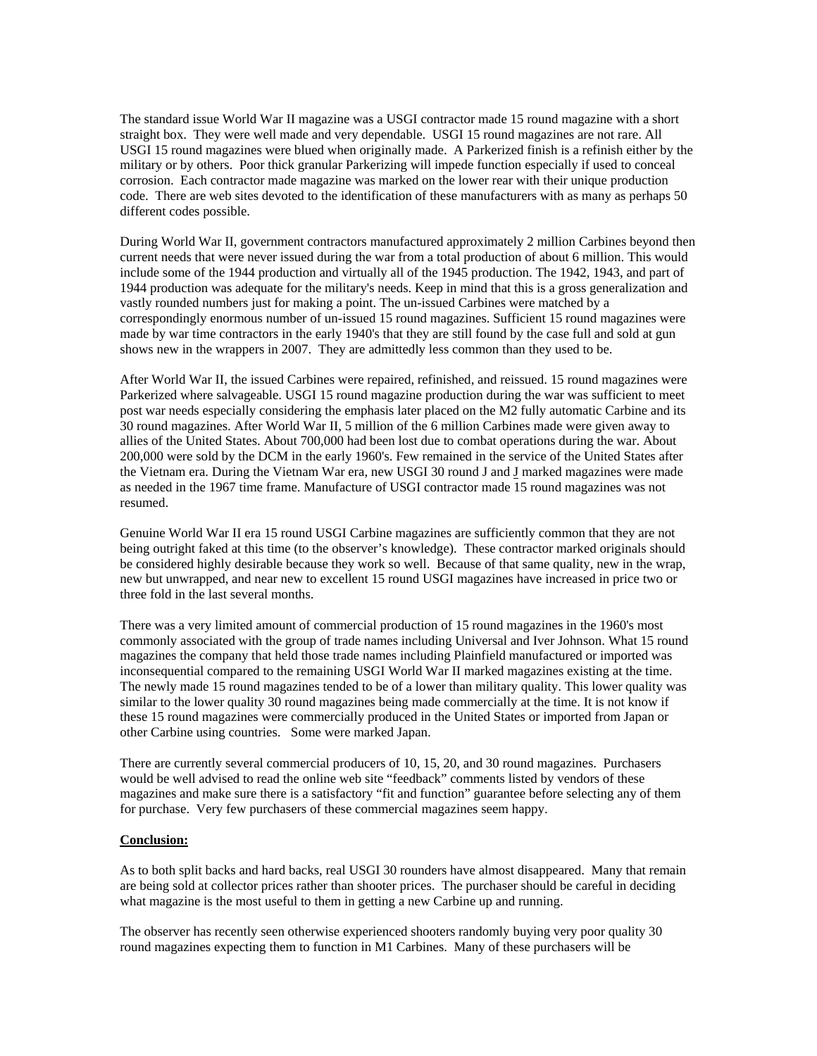The standard issue World War II magazine was a USGI contractor made 15 round magazine with a short straight box. They were well made and very dependable. USGI 15 round magazines are not rare. All USGI 15 round magazines were blued when originally made. A Parkerized finish is a refinish either by the military or by others. Poor thick granular Parkerizing will impede function especially if used to conceal corrosion. Each contractor made magazine was marked on the lower rear with their unique production code. There are web sites devoted to the identification of these manufacturers with as many as perhaps 50 different codes possible.

During World War II, government contractors manufactured approximately 2 million Carbines beyond then current needs that were never issued during the war from a total production of about 6 million. This would include some of the 1944 production and virtually all of the 1945 production. The 1942, 1943, and part of 1944 production was adequate for the military's needs. Keep in mind that this is a gross generalization and vastly rounded numbers just for making a point. The un-issued Carbines were matched by a correspondingly enormous number of un-issued 15 round magazines. Sufficient 15 round magazines were made by war time contractors in the early 1940's that they are still found by the case full and sold at gun shows new in the wrappers in 2007. They are admittedly less common than they used to be.

After World War II, the issued Carbines were repaired, refinished, and reissued. 15 round magazines were Parkerized where salvageable. USGI 15 round magazine production during the war was sufficient to meet post war needs especially considering the emphasis later placed on the M2 fully automatic Carbine and its 30 round magazines. After World War II, 5 million of the 6 million Carbines made were given away to allies of the United States. About 700,000 had been lost due to combat operations during the war. About 200,000 were sold by the DCM in the early 1960's. Few remained in the service of the United States after the Vietnam era. During the Vietnam War era, new USGI 30 round J and <u>J</u> marked magazines were made as needed in the 1967 time frame. Manufacture of USGI contractor made 15 round magazines was not resumed.

Genuine World War II era 15 round USGI Carbine magazines are sufficiently common that they are not being outright faked at this time (to the observer's knowledge). These contractor marked originals should be considered highly desirable because they work so well. Because of that same quality, new in the wrap, new but unwrapped, and near new to excellent 15 round USGI magazines have increased in price two or three fold in the last several months.

There was a very limited amount of commercial production of 15 round magazines in the 1960's most commonly associated with the group of trade names including Universal and Iver Johnson. What 15 round magazines the company that held those trade names including Plainfield manufactured or imported was inconsequential compared to the remaining USGI World War II marked magazines existing at the time. The newly made 15 round magazines tended to be of a lower than military quality. This lower quality was similar to the lower quality 30 round magazines being made commercially at the time. It is not know if these 15 round magazines were commercially produced in the United States or imported from Japan or other Carbine using countries. Some were marked Japan.

There are currently several commercial producers of 10, 15, 20, and 30 round magazines. Purchasers would be well advised to read the online web site "feedback" comments listed by vendors of these magazines and make sure there is a satisfactory "fit and function" guarantee before selecting any of them for purchase. Very few purchasers of these commercial magazines seem happy.

**<u>Conclusion:</u>**

As to both split backs and hard backs, real USGI 30 rounders have almost disappeared. Many that remain are being sold at collector prices rather than shooter prices. The purchaser should be careful in deciding what magazine is the most useful to them in getting a new Carbine up and running.

The observer has recently seen otherwise experienced shooters randomly buying very poor quality 30 round magazines expecting them to function in M1 Carbines. Many of these purchasers will be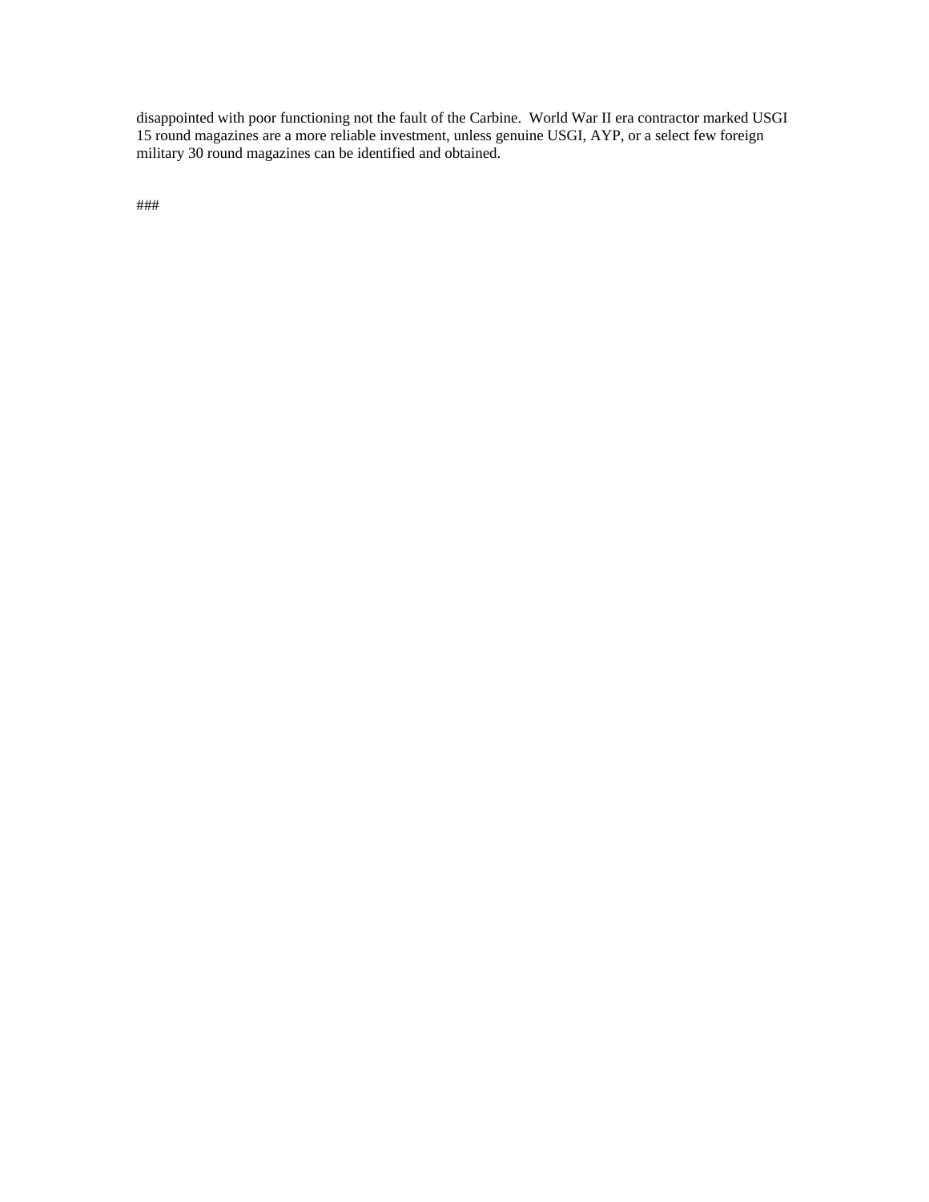disappointed with poor functioning not the fault of the Carbine. World War II era contractor marked USGI 15 round magazines are a more reliable investment, unless genuine USGI, AYP, or a select few foreign military 30 round magazines can be identified and obtained.

###